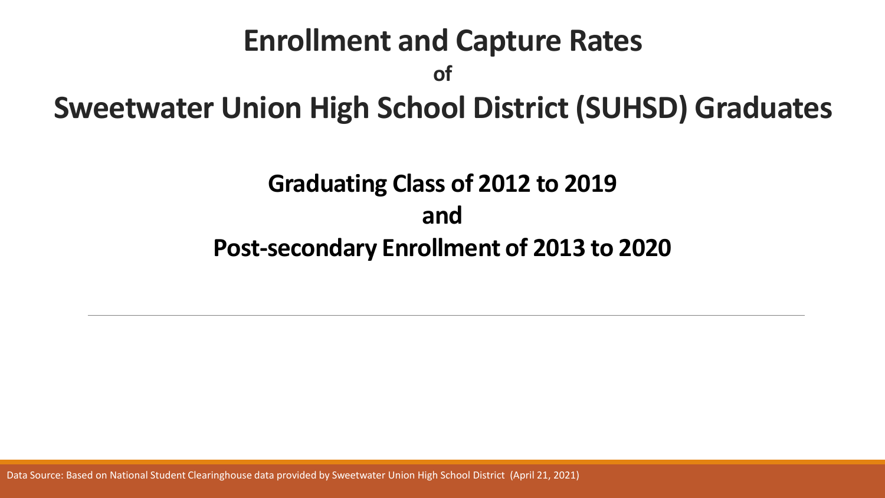# Enrollment and Capture Rates

**of**

# Sweetwater Union High School District (SUHSD) Graduates

## Graduating Class of 2012 to 2019

## and

## Post-secondary Enrollment of 2013 to 2020

Data Source: Based on National Student Clearinghouse data provided by Sweetwater Union High School District (April 21, 2021)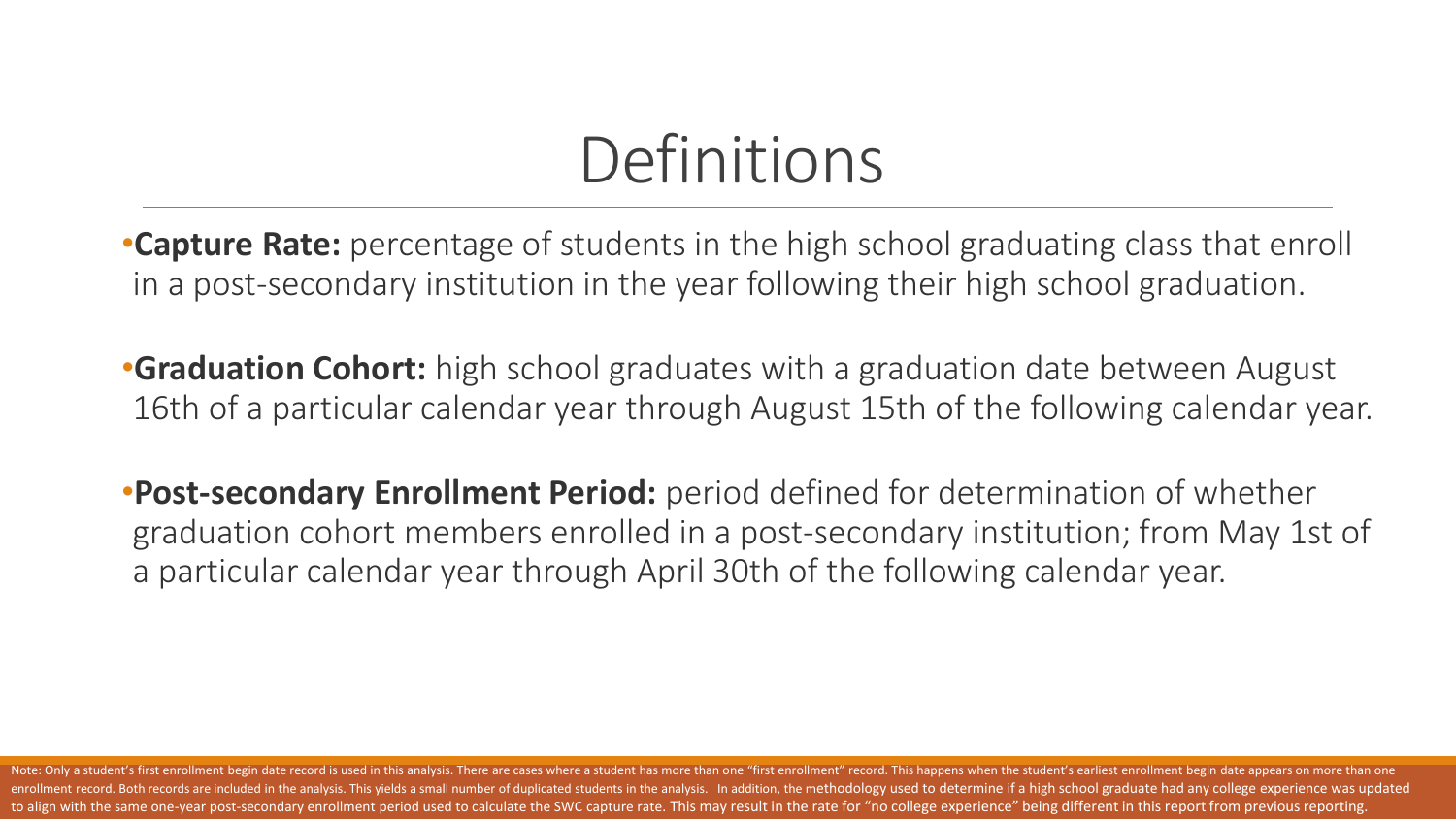# Definitions

- **Capture Rate:** percentage of students in the high school graduating class that enroll in a post-secondary institution in the year following their high school graduation.

- **Graduation Cohort:** high school graduates with a graduation date between August 16th of a particular calendar year through August 15th of the following calendar year.

- **Post-secondary Enrollment Period:** period defined for determination of whether graduation cohort members enrolled in a post-secondary institution; from May 1st of a particular calendar year through April 30th of the following calendar year.

Note: Only a student's first enrollment begin date record is used in this analysis. There are cases where a student has more than one "first enrollment" record. This happens when the student's earliest enrollment begin date appears on more than one enrollment record. Both records are included in the analysis. This yields a small number of duplicated students in the analysis. In addition, the methodology used to determine if a high school graduate had any college experience was updated to align with the same one-year post-secondary enrollment period used to calculate the SWC capture rate. This may result in the rate for "no college experience" being different in this report from previous reporting.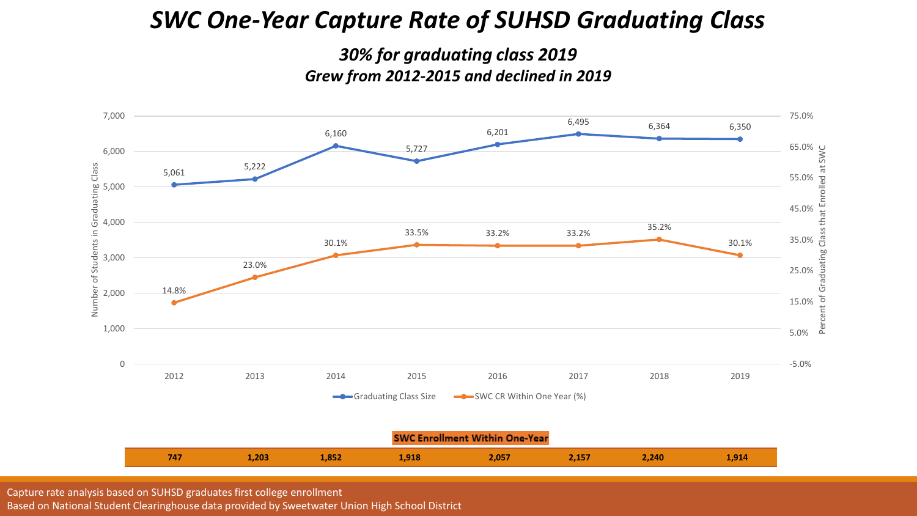# SWC One-Year Capture Rate of SUHSD Graduating Class

***30% for graduating class 2019***

***Grew from 2012-2015 and declined in 2019***

| | 2012 | 2013 | 2014 | 2015 | 2016 | 2017 | 2018 | 2019 |
|---|---|---|---|---|---|---|---|---|
| Graduating Class Size | 5,061 | 5,222 | 6,160 | 5,727 | 6,201 | 6,495 | 6,364 | 6,350 |
| SWC CR Within One Year (%) | 14.8% | 23.0% | 30.1% | 33.5% | 33.2% | 33.2% | 35.2% | 30.1% |
| SWC Enrollment Within One-Year | 747 | 1,203 | 1,852 | 1,918 | 2,057 | 2,157 | 2,240 | 1,914 |

Capture rate analysis based on SUHSD graduates first college enrollment

Based on National Student Clearinghouse data provided by Sweetwater Union High School District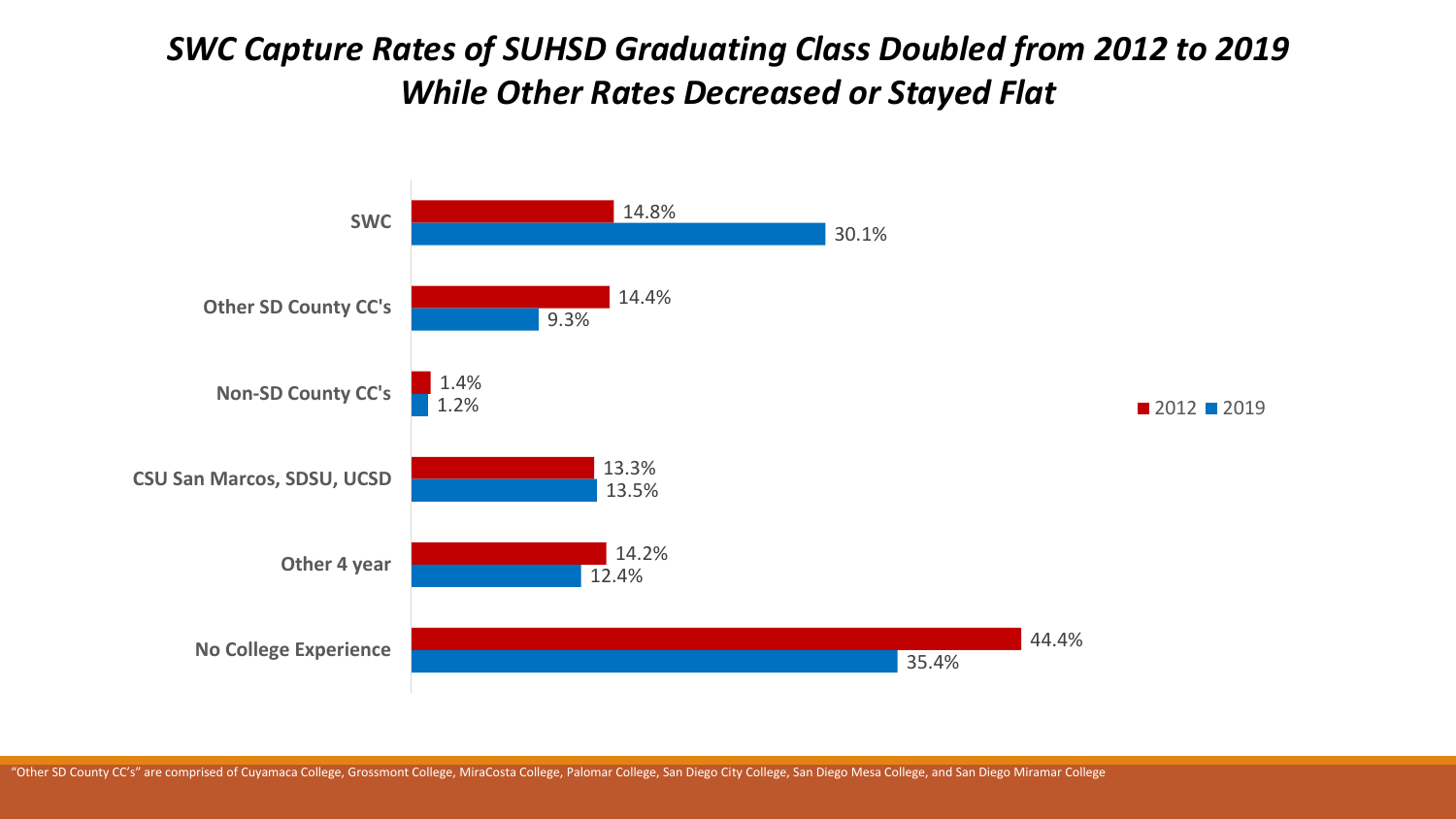# *SWC Capture Rates of SUHSD Graduating Class Doubled from 2012 to 2019 While Other Rates Decreased or Stayed Flat*

| | 2012 | 2019 |
|---|---|---|
| SWC | 14.8% | 30.1% |
| Other SD County CC's | 14.4% | 9.3% |
| Non-SD County CC's | 1.4% | 1.2% |
| CSU San Marcos, SDSU, UCSD | 13.3% | 13.5% |
| Other 4 year | 14.2% | 12.4% |
| No College Experience | 44.4% | 35.4% |

"Other SD County CC's" are comprised of Cuyamaca College, Grossmont College, MiraCosta College, Palomar College, San Diego City College, San Diego Mesa College, and San Diego Miramar College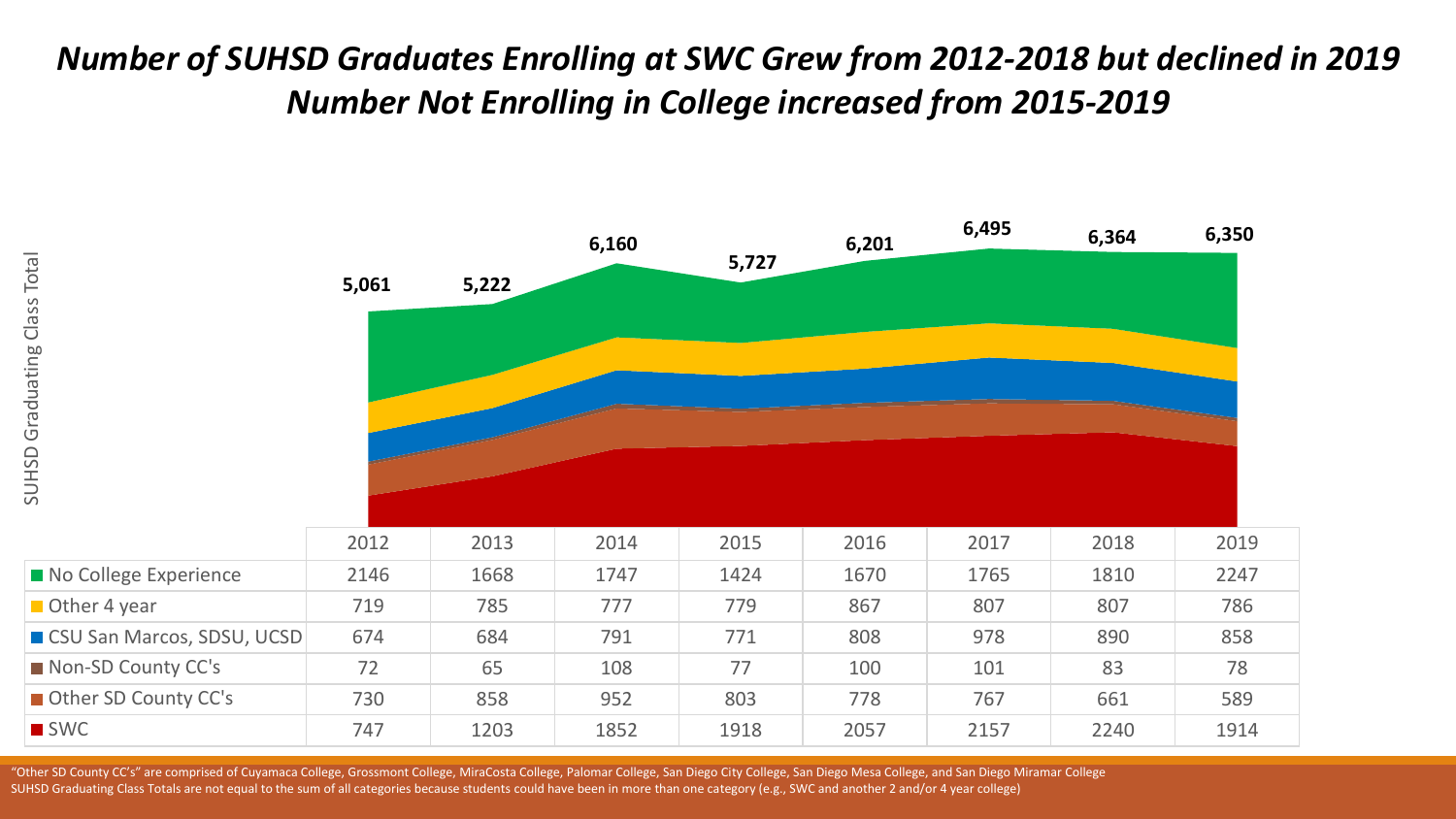# *Number of SUHSD Graduates Enrolling at SWC Grew from 2012-2018 but declined in 2019*
# *Number Not Enrolling in College increased from 2015-2019*

SUHSD Graduating Class Total

| | 2012 | 2013 | 2014 | 2015 | 2016 | 2017 | 2018 | 2019 |
|---|---|---|---|---|---|---|---|---|
| SUHSD Graduating Class Total | 5,061 | 5,222 | 6,160 | 5,727 | 6,201 | 6,495 | 6,364 | 6,350 |
| No College Experience | 2146 | 1668 | 1747 | 1424 | 1670 | 1765 | 1810 | 2247 |
| Other 4 year | 719 | 785 | 777 | 779 | 867 | 807 | 807 | 786 |
| CSU San Marcos, SDSU, UCSD | 674 | 684 | 791 | 771 | 808 | 978 | 890 | 858 |
| Non-SD County CC's | 72 | 65 | 108 | 77 | 100 | 101 | 83 | 78 |
| Other SD County CC's | 730 | 858 | 952 | 803 | 778 | 767 | 661 | 589 |
| SWC | 747 | 1203 | 1852 | 1918 | 2057 | 2157 | 2240 | 1914 |

"Other SD County CC's" are comprised of Cuyamaca College, Grossmont College, MiraCosta College, Palomar College, San Diego City College, San Diego Mesa College, and San Diego Miramar College
SUHSD Graduating Class Totals are not equal to the sum of all categories because students could have been in more than one category (e.g., SWC and another 2 and/or 4 year college)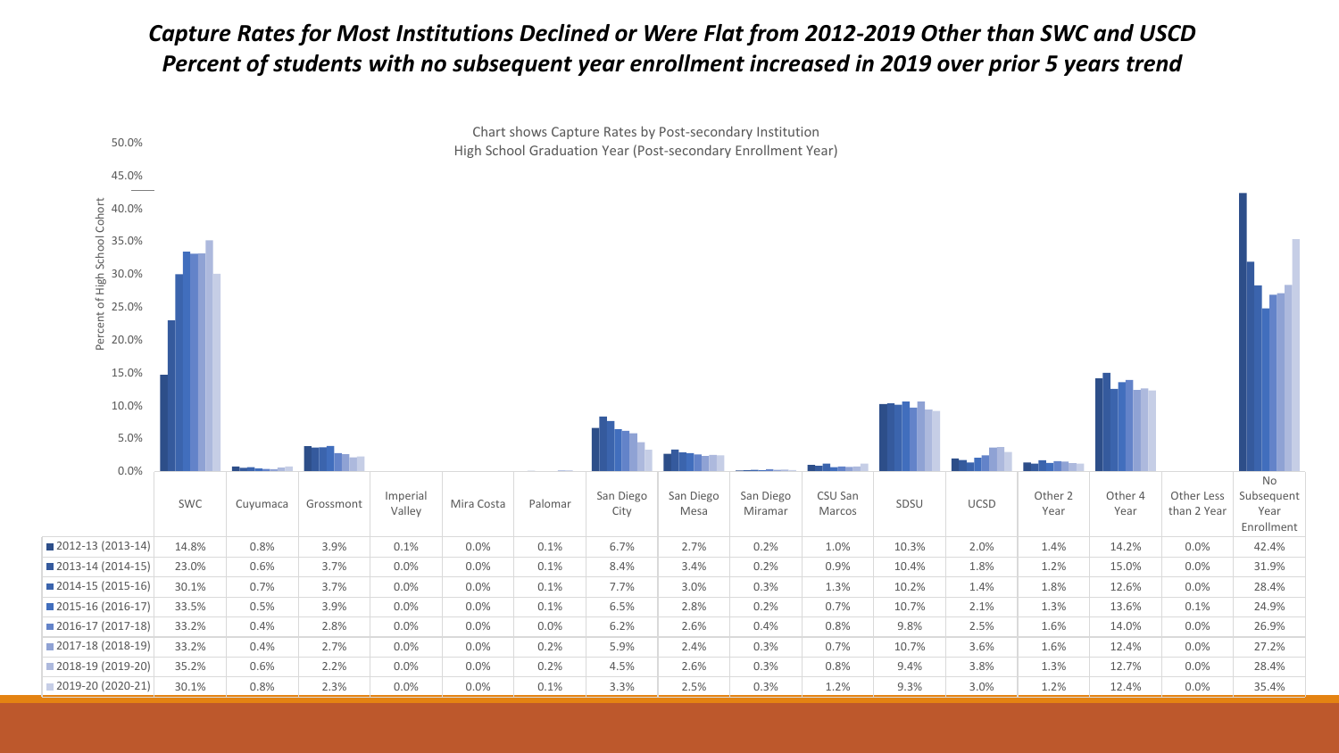# *Capture Rates for Most Institutions Declined or Were Flat from 2012-2019 Other than SWC and USCD*

## *Percent of students with no subsequent year enrollment increased in 2019 over prior 5 years trend*

Chart shows Capture Rates by Post-secondary Institution
High School Graduation Year (Post-secondary Enrollment Year)

| | SWC | Cuyumaca | Grossmont | Imperial Valley | Mira Costa | Palomar | San Diego City | San Diego Mesa | San Diego Miramar | CSU San Marcos | SDSU | UCSD | Other 2 Year | Other 4 Year | Other Less than 2 Year | No Subsequent Year Enrollment |
|---|---|---|---|---|---|---|---|---|---|---|---|---|---|---|---|---|
| 2012-13 (2013-14) | 14.8% | 0.8% | 3.9% | 0.1% | 0.0% | 0.1% | 6.7% | 2.7% | 0.2% | 1.0% | 10.3% | 2.0% | 1.4% | 14.2% | 0.0% | 42.4% |
| 2013-14 (2014-15) | 23.0% | 0.6% | 3.7% | 0.0% | 0.0% | 0.1% | 8.4% | 3.4% | 0.2% | 0.9% | 10.4% | 1.8% | 1.2% | 15.0% | 0.0% | 31.9% |
| 2014-15 (2015-16) | 30.1% | 0.7% | 3.7% | 0.0% | 0.0% | 0.1% | 7.7% | 3.0% | 0.3% | 1.3% | 10.2% | 1.4% | 1.8% | 12.6% | 0.0% | 28.4% |
| 2015-16 (2016-17) | 33.5% | 0.5% | 3.9% | 0.0% | 0.0% | 0.1% | 6.5% | 2.8% | 0.2% | 0.7% | 10.7% | 2.1% | 1.3% | 13.6% | 0.1% | 24.9% |
| 2016-17 (2017-18) | 33.2% | 0.4% | 2.8% | 0.0% | 0.0% | 0.0% | 6.2% | 2.6% | 0.4% | 0.8% | 9.8% | 2.5% | 1.6% | 14.0% | 0.0% | 26.9% |
| 2017-18 (2018-19) | 33.2% | 0.4% | 2.7% | 0.0% | 0.0% | 0.2% | 5.9% | 2.4% | 0.3% | 0.7% | 10.7% | 3.6% | 1.6% | 12.4% | 0.0% | 27.2% |
| 2018-19 (2019-20) | 35.2% | 0.6% | 2.2% | 0.0% | 0.0% | 0.2% | 4.5% | 2.6% | 0.3% | 0.8% | 9.4% | 3.8% | 1.3% | 12.7% | 0.0% | 28.4% |
| 2019-20 (2020-21) | 30.1% | 0.8% | 2.3% | 0.0% | 0.0% | 0.1% | 3.3% | 2.5% | 0.3% | 1.2% | 9.3% | 3.0% | 1.2% | 12.4% | 0.0% | 35.4% |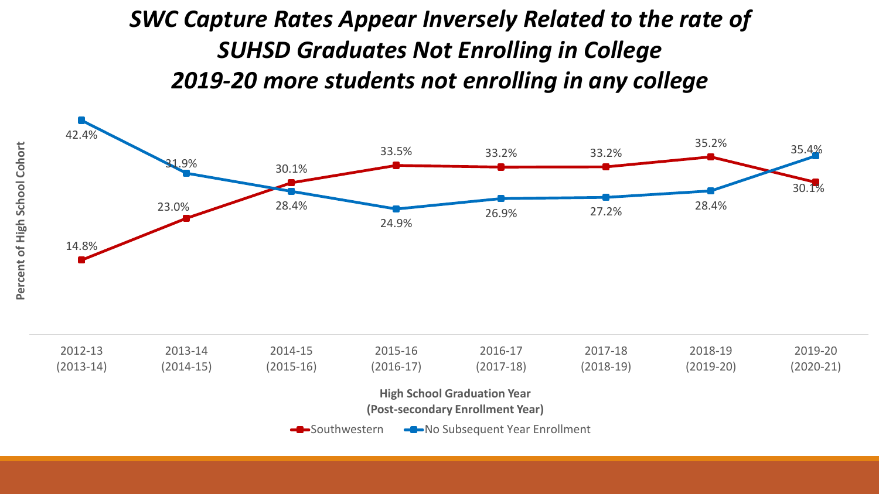# *SWC Capture Rates Appear Inversely Related to the rate of SUHSD Graduates Not Enrolling in College*
# *2019-20 more students not enrolling in any college*

| High School Graduation Year (Post-secondary Enrollment Year) | Southwestern | No Subsequent Year Enrollment |
|---|---|---|
| 2012-13 (2013-14) | 14.8% | 42.4% |
| 2013-14 (2014-15) | 23.0% | 31.9% |
| 2014-15 (2015-16) | 30.1% | 28.4% |
| 2015-16 (2016-17) | 33.5% | 24.9% |
| 2016-17 (2017-18) | 33.2% | 26.9% |
| 2017-18 (2018-19) | 33.2% | 27.2% |
| 2018-19 (2019-20) | 35.2% | 28.4% |
| 2019-20 (2020-21) | 30.1% | 35.4% |

Percent of High School Cohort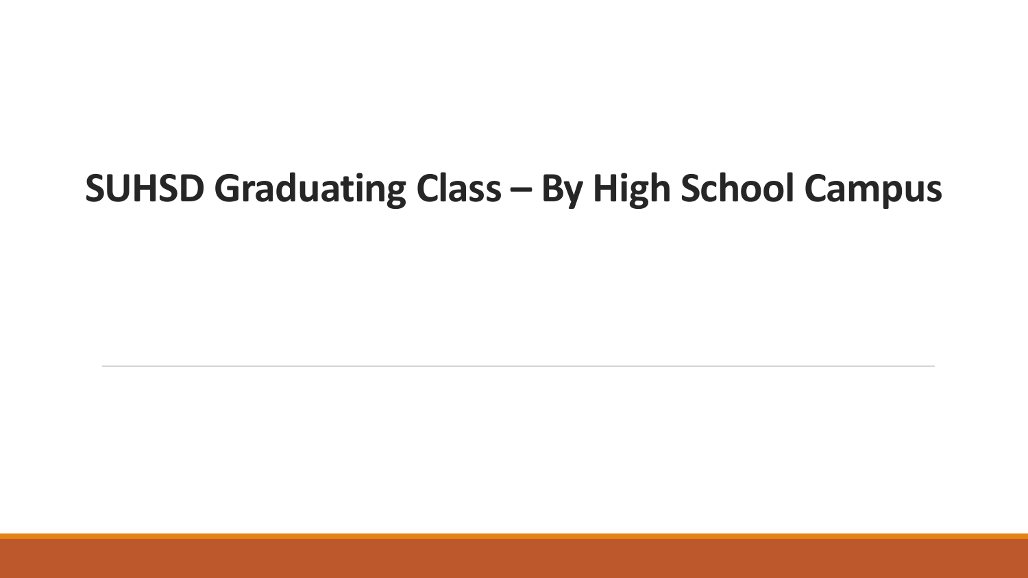# SUHSD Graduating Class – By High School Campus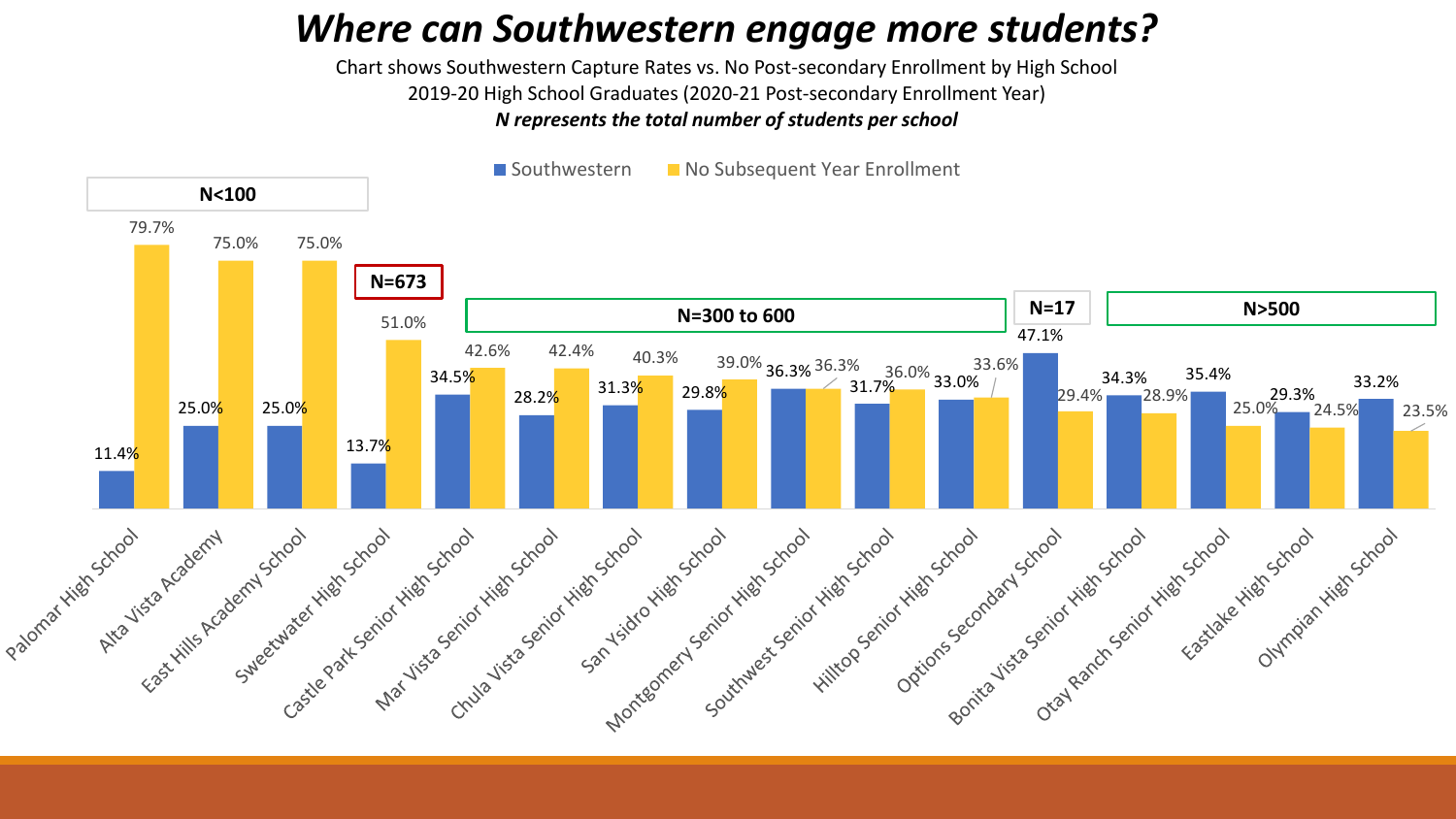# *Where can Southwestern engage more students?*

Chart shows Southwestern Capture Rates vs. No Post-secondary Enrollment by High School
2019-20 High School Graduates (2020-21 Post-secondary Enrollment Year)
***N represents the total number of students per school***

| High School | Group | Southwestern | No Subsequent Year Enrollment |
|---|---|---|---|
| Palomar High School | N<100 | 11.4% | 79.7% |
| Alta Vista Academy | N<100 | 25.0% | 75.0% |
| East Hills Academy School | N<100 | 25.0% | 75.0% |
| Sweetwater High School | N=673 | 13.7% | 51.0% |
| Castle Park Senior High School | N=300 to 600 | 34.5% | 42.6% |
| Mar Vista Senior High School | N=300 to 600 | 28.2% | 42.4% |
| Chula Vista Senior High School | N=300 to 600 | 31.3% | 40.3% |
| San Ysidro High School | N=300 to 600 | 29.8% | 39.0% |
| Montgomery Senior High School | N=300 to 600 | 36.3% | 36.3% |
| Southwest Senior High School | N=300 to 600 | 31.7% | 36.0% |
| Hilltop Senior High School | N=300 to 600 | 33.0% | 33.6% |
| Options Secondary School | N=17 | 47.1% | 29.4% |
| Bonita Vista Senior High School | N>500 | 34.3% | 28.9% |
| Otay Ranch Senior High School | N>500 | 35.4% | 25.0% |
| Eastlake High School | N>500 | 29.3% | 24.5% |
| Olympian High School | N>500 | 33.2% | 23.5% |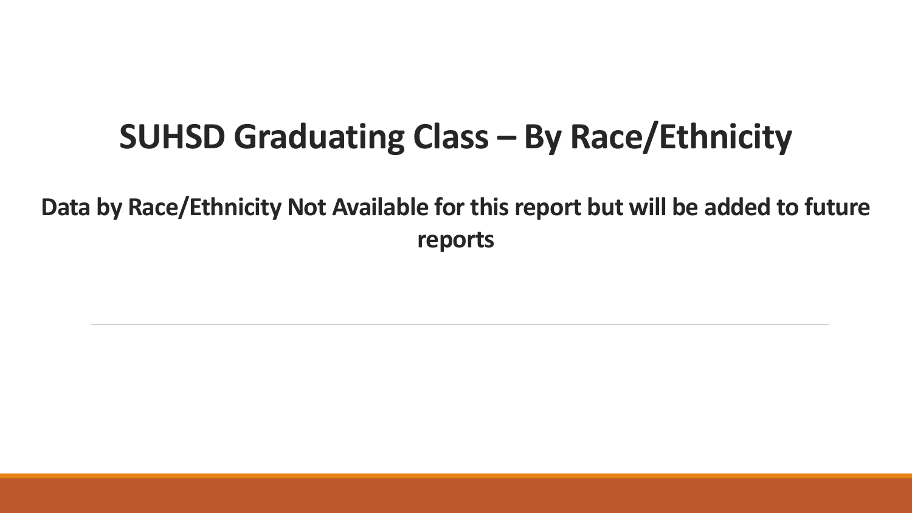# SUHSD Graduating Class – By Race/Ethnicity

**Data by Race/Ethnicity Not Available for this report but will be added to future reports**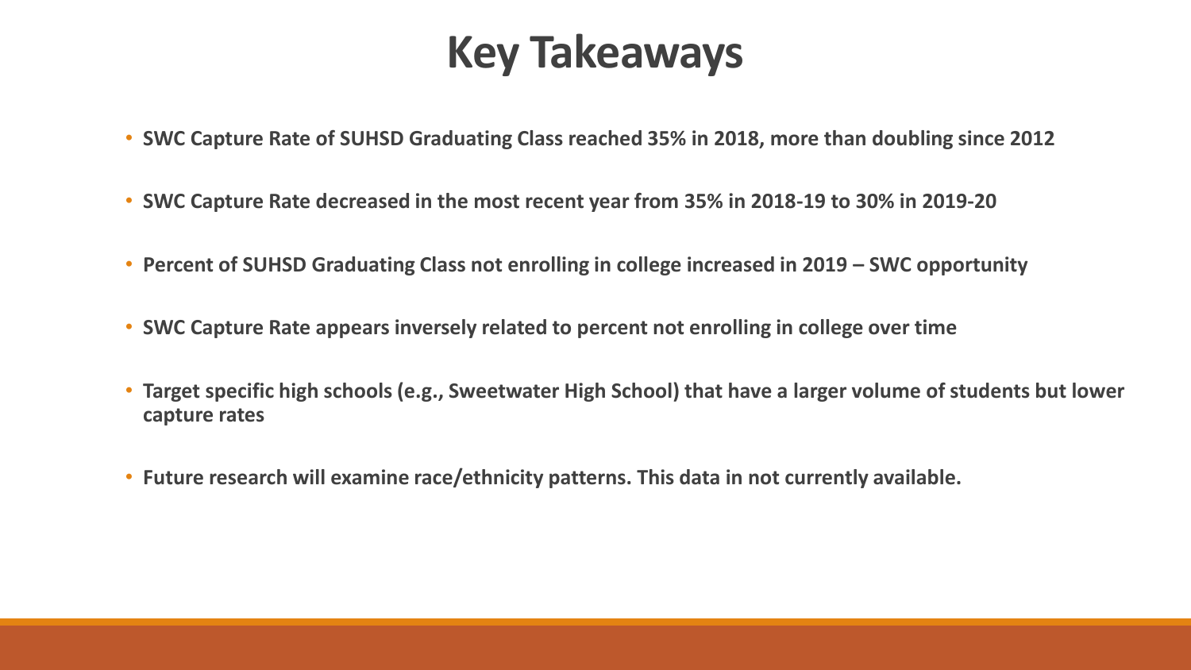# Key Takeaways

- **SWC Capture Rate of SUHSD Graduating Class reached 35% in 2018, more than doubling since 2012**
- **SWC Capture Rate decreased in the most recent year from 35% in 2018-19 to 30% in 2019-20**
- **Percent of SUHSD Graduating Class not enrolling in college increased in 2019 – SWC opportunity**
- **SWC Capture Rate appears inversely related to percent not enrolling in college over time**
- **Target specific high schools (e.g., Sweetwater High School) that have a larger volume of students but lower capture rates**
- **Future research will examine race/ethnicity patterns. This data in not currently available.**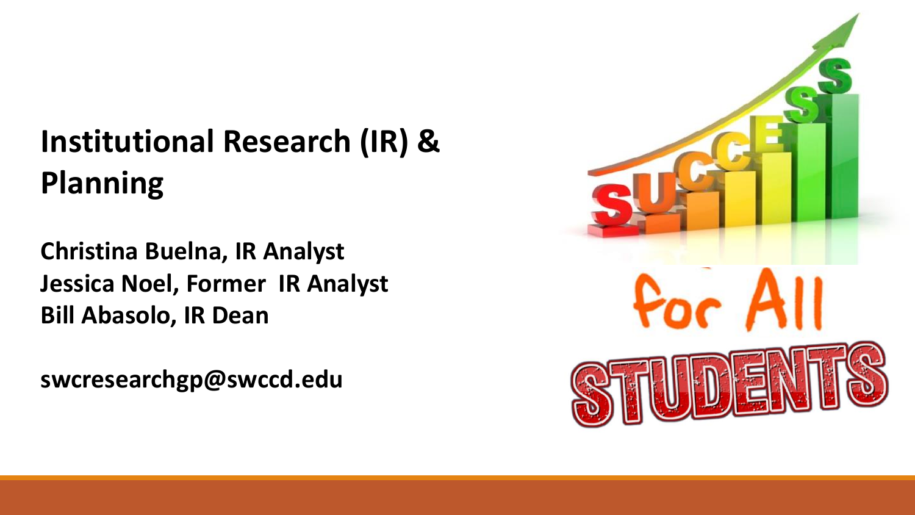# Institutional Research (IR) & Planning

**Christina Buelna, IR Analyst**
**Jessica Noel, Former IR Analyst**
**Bill Abasolo, IR Dean**

**swcresearchgp@swccd.edu**